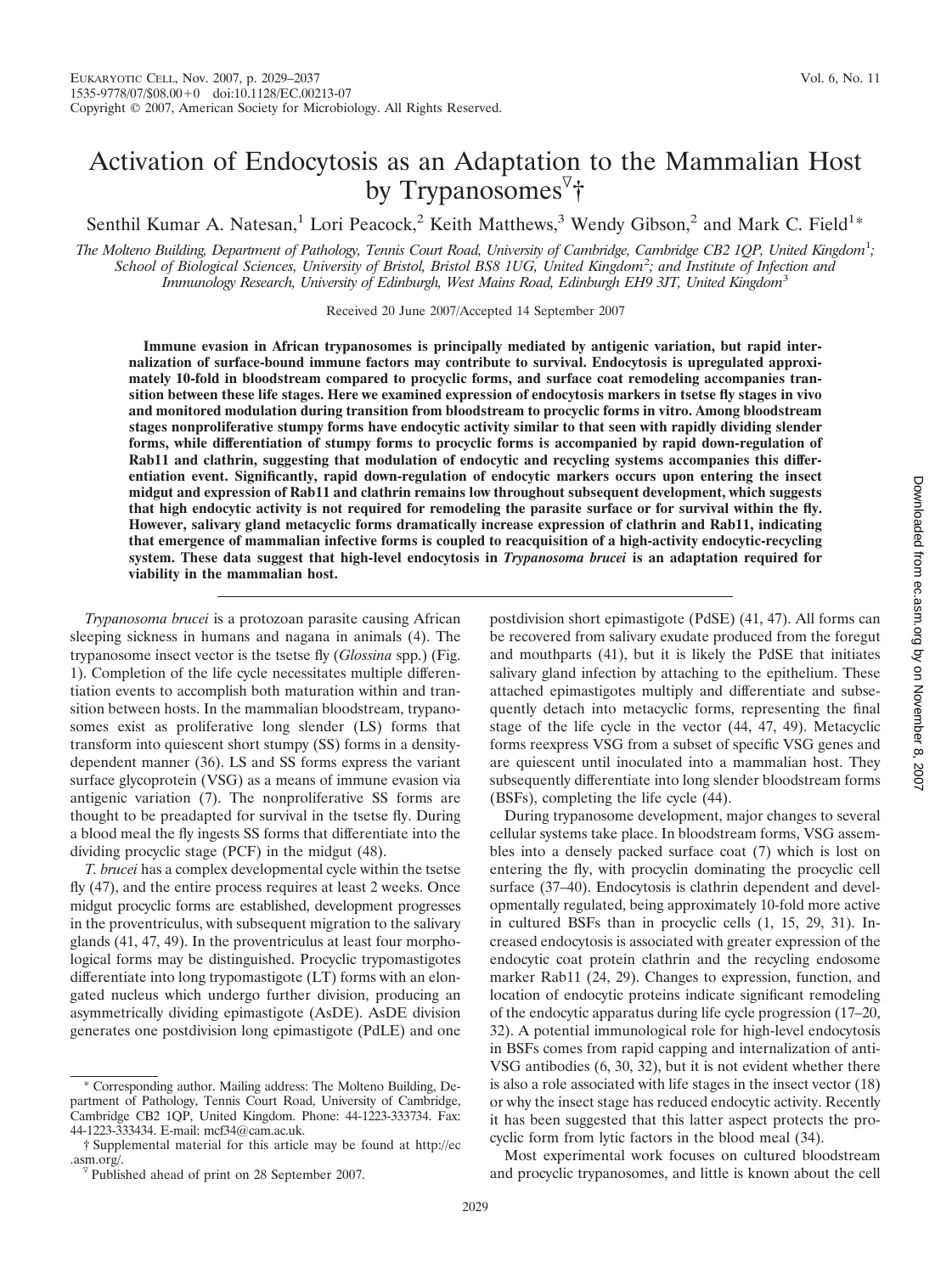# Activation of Endocytosis as an Adaptation to the Mammalian Host by Trypanosomes[▽]†

Senthil Kumar A. Natesan,[1] Lori Peacock,[2] Keith Matthews,[3] Wendy Gibson,[2] and Mark C. Field[1]*

*The Molteno Building, Department of Pathology, Tennis Court Road, University of Cambridge, Cambridge CB2 1QP, United Kingdom[1]; School of Biological Sciences, University of Bristol, Bristol BS8 1UG, United Kingdom[2]; and Institute of Infection and Immunology Research, University of Edinburgh, West Mains Road, Edinburgh EH9 3JT, United Kingdom[3]*

Received 20 June 2007/Accepted 14 September 2007

**Immune evasion in African trypanosomes is principally mediated by antigenic variation, but rapid internalization of surface-bound immune factors may contribute to survival. Endocytosis is upregulated approximately 10-fold in bloodstream compared to procyclic forms, and surface coat remodeling accompanies transition between these life stages. Here we examined expression of endocytosis markers in tsetse fly stages in vivo and monitored modulation during transition from bloodstream to procyclic forms in vitro. Among bloodstream stages nonproliferative stumpy forms have endocytic activity similar to that seen with rapidly dividing slender forms, while differentiation of stumpy forms to procyclic forms is accompanied by rapid down-regulation of Rab11 and clathrin, suggesting that modulation of endocytic and recycling systems accompanies this differentiation event. Significantly, rapid down-regulation of endocytic markers occurs upon entering the insect midgut and expression of Rab11 and clathrin remains low throughout subsequent development, which suggests that high endocytic activity is not required for remodeling the parasite surface or for survival within the fly. However, salivary gland metacyclic forms dramatically increase expression of clathrin and Rab11, indicating that emergence of mammalian infective forms is coupled to reacquisition of a high-activity endocytic-recycling system. These data suggest that high-level endocytosis in *Trypanosoma brucei* is an adaptation required for viability in the mammalian host.**

*Trypanosoma brucei* is a protozoan parasite causing African sleeping sickness in humans and nagana in animals (4). The trypanosome insect vector is the tsetse fly (*Glossina* spp.) (Fig. 1). Completion of the life cycle necessitates multiple differentiation events to accomplish both maturation within and transition between hosts. In the mammalian bloodstream, trypanosomes exist as proliferative long slender (LS) forms that transform into quiescent short stumpy (SS) forms in a density-dependent manner (36). LS and SS forms express the variant surface glycoprotein (VSG) as a means of immune evasion via antigenic variation (7). The nonproliferative SS forms are thought to be preadapted for survival in the tsetse fly. During a blood meal the fly ingests SS forms that differentiate into the dividing procyclic stage (PCF) in the midgut (48).

*T. brucei* has a complex developmental cycle within the tsetse fly (47), and the entire process requires at least 2 weeks. Once midgut procyclic forms are established, development progresses in the proventriculus, with subsequent migration to the salivary glands (41, 47, 49). In the proventriculus at least four morphological forms may be distinguished. Procyclic trypomastigotes differentiate into long trypomastigote (LT) forms with an elongated nucleus which undergo further division, producing an asymmetrically dividing epimastigote (AsDE). AsDE division generates one postdivision long epimastigote (PdLE) and one postdivision short epimastigote (PdSE) (41, 47). All forms can be recovered from salivary exudate produced from the foregut and mouthparts (41), but it is likely the PdSE that initiates salivary gland infection by attaching to the epithelium. These attached epimastigotes multiply and differentiate and subsequently detach into metacyclic forms, representing the final stage of the life cycle in the vector (44, 47, 49). Metacyclic forms reexpress VSG from a subset of specific VSG genes and are quiescent until inoculated into a mammalian host. They subsequently differentiate into long slender bloodstream forms (BSFs), completing the life cycle (44).

During trypanosome development, major changes to several cellular systems take place. In bloodstream forms, VSG assembles into a densely packed surface coat (7) which is lost on entering the fly, with procyclin dominating the procyclic cell surface (37–40). Endocytosis is clathrin dependent and developmentally regulated, being approximately 10-fold more active in cultured BSFs than in procyclic cells (1, 15, 29, 31). Increased endocytosis is associated with greater expression of the endocytic coat protein clathrin and the recycling endosome marker Rab11 (24, 29). Changes to expression, function, and location of endocytic proteins indicate significant remodeling of the endocytic apparatus during life cycle progression (17–20, 32). A potential immunological role for high-level endocytosis in BSFs comes from rapid capping and internalization of anti-VSG antibodies (6, 30, 32), but it is not evident whether there is also a role associated with life stages in the insect vector (18) or why the insect stage has reduced endocytic activity. Recently it has been suggested that this latter aspect protects the procyclic form from lytic factors in the blood meal (34).

Most experimental work focuses on cultured bloodstream and procyclic trypanosomes, and little is known about the cell

\* Corresponding author. Mailing address: The Molteno Building, Department of Pathology, Tennis Court Road, University of Cambridge, Cambridge CB2 1QP, United Kingdom. Phone: 44-1223-333734. Fax: 44-1223-333434. E-mail: mcf34@cam.ac.uk.

† Supplemental material for this article may be found at http://ec.asm.org/.

▽ Published ahead of print on 28 September 2007.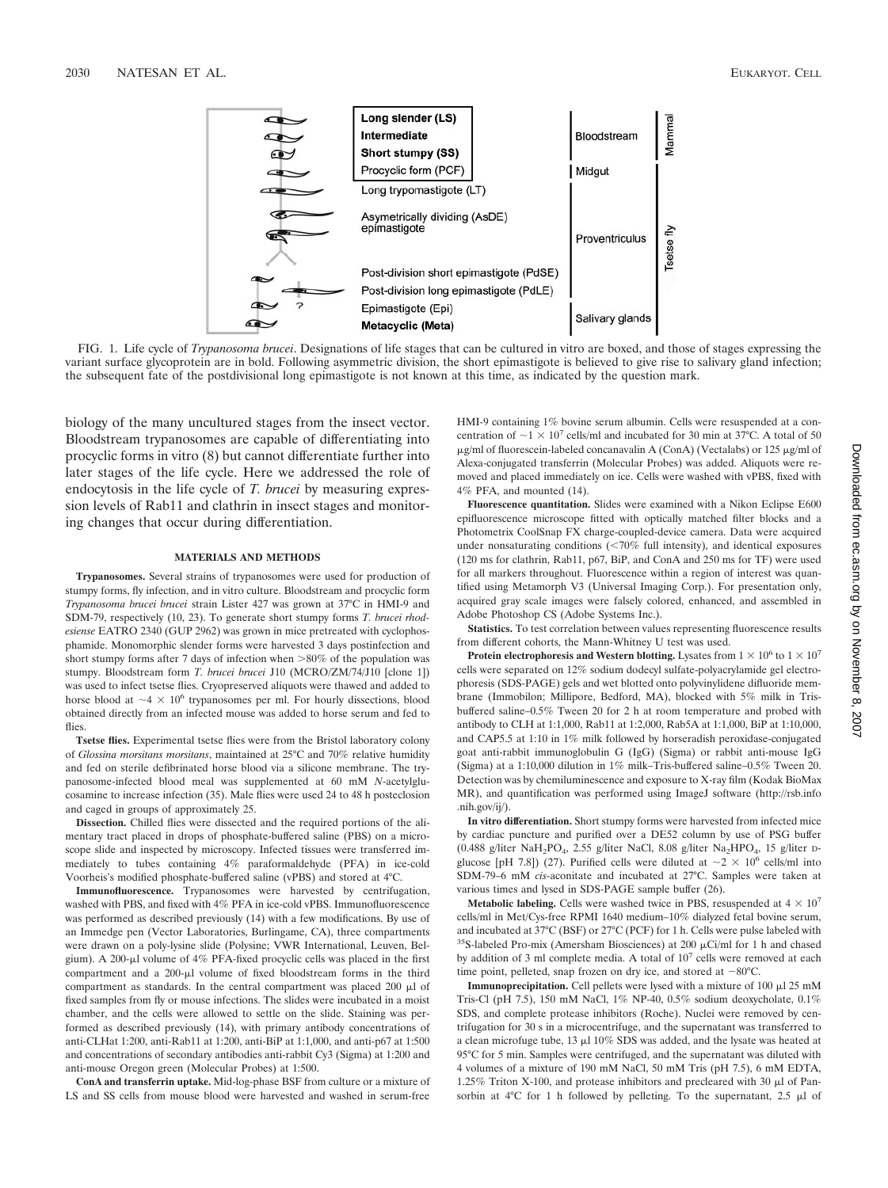FIG. 1. Life cycle of *Trypanosoma brucei*. Designations of life stages that can be cultured in vitro are boxed, and those of stages expressing the variant surface glycoprotein are in bold. Following asymmetric division, the short epimastigote is believed to give rise to salivary gland infection; the subsequent fate of the postdivisional long epimastigote is not known at this time, as indicated by the question mark.

biology of the many uncultured stages from the insect vector. Bloodstream trypanosomes are capable of differentiating into procyclic forms in vitro (8) but cannot differentiate further into later stages of the life cycle. Here we addressed the role of endocytosis in the life cycle of *T. brucei* by measuring expression levels of Rab11 and clathrin in insect stages and monitoring changes that occur during differentiation.

## MATERIALS AND METHODS

**Trypanosomes.** Several strains of trypanosomes were used for production of stumpy forms, fly infection, and in vitro culture. Bloodstream and procyclic form *Trypanosoma brucei brucei* strain Lister 427 was grown at 37°C in HMI-9 and SDM-79, respectively (10, 23). To generate short stumpy forms *T. brucei rhodesiense* EATRO 2340 (GUP 2962) was grown in mice pretreated with cyclophosphamide. Monomorphic slender forms were harvested 3 days postinfection and short stumpy forms after 7 days of infection when >80% of the population was stumpy. Bloodstream form *T. brucei brucei* J10 (MCRO/ZM/74/J10 [clone 1]) was used to infect tsetse flies. Cryopreserved aliquots were thawed and added to horse blood at $\sim 4 \times 10^6$ trypanosomes per ml. For hourly dissections, blood obtained directly from an infected mouse was added to horse serum and fed to flies.

**Tsetse flies.** Experimental tsetse flies were from the Bristol laboratory colony of *Glossina morsitans morsitans*, maintained at 25°C and 70% relative humidity and fed on sterile defibrinated horse blood via a silicone membrane. The trypanosome-infected blood meal was supplemented at 60 mM *N*-acetylglucosamine to increase infection (35). Male flies were used 24 to 48 h posteclosion and caged in groups of approximately 25.

**Dissection.** Chilled flies were dissected and the required portions of the alimentary tract placed in drops of phosphate-buffered saline (PBS) on a microscope slide and inspected by microscopy. Infected tissues were transferred immediately to tubes containing 4% paraformaldehyde (PFA) in ice-cold Voorheis's modified phosphate-buffered saline (vPBS) and stored at 4°C.

**Immunofluorescence.** Trypanosomes were harvested by centrifugation, washed with PBS, and fixed with 4% PFA in ice-cold vPBS. Immunofluorescence was performed as described previously (14) with a few modifications. By use of an Immedge pen (Vector Laboratories, Burlingame, CA), three compartments were drawn on a poly-lysine slide (Polysine; VWR International, Leuven, Belgium). A 200-μl volume of 4% PFA-fixed procyclic cells was placed in the first compartment and a 200-μl volume of fixed bloodstream forms in the third compartment as standards. In the central compartment was placed 200 μl of fixed samples from fly or mouse infections. The slides were incubated in a moist chamber, and the cells were allowed to settle on the slide. Staining was performed as described previously (14), with primary antibody concentrations of anti-CLHat 1:200, anti-Rab11 at 1:200, anti-BiP at 1:1,000, and anti-p67 at 1:500 and concentrations of secondary antibodies anti-rabbit Cy3 (Sigma) at 1:200 and anti-mouse Oregon green (Molecular Probes) at 1:500.

**ConA and transferrin uptake.** Mid-log-phase BSF from culture or a mixture of LS and SS cells from mouse blood were harvested and washed in serum-free HMI-9 containing 1% bovine serum albumin. Cells were resuspended at a concentration of $\sim 1 \times 10^7$ cells/ml and incubated for 30 min at 37°C. A total of 50 μg/ml of fluorescein-labeled concanavalin A (ConA) (Vectalabs) or 125 μg/ml of Alexa-conjugated transferrin (Molecular Probes) was added. Aliquots were removed and placed immediately on ice. Cells were washed with vPBS, fixed with 4% PFA, and mounted (14).

**Fluorescence quantitation.** Slides were examined with a Nikon Eclipse E600 epifluorescence microscope fitted with optically matched filter blocks and a Photometrix CoolSnap FX charge-coupled-device camera. Data were acquired under nonsaturating conditions (<70% full intensity), and identical exposures (120 ms for clathrin, Rab11, p67, BiP, and ConA and 250 ms for TF) were used for all markers throughout. Fluorescence within a region of interest was quantified using Metamorph V3 (Universal Imaging Corp.). For presentation only, acquired gray scale images were falsely colored, enhanced, and assembled in Adobe Photoshop CS (Adobe Systems Inc.).

**Statistics.** To test correlation between values representing fluorescence results from different cohorts, the Mann-Whitney U test was used.

**Protein electrophoresis and Western blotting.** Lysates from $1 \times 10^6$ to $1 \times 10^7$ cells were separated on 12% sodium dodecyl sulfate-polyacrylamide gel electrophoresis (SDS-PAGE) gels and wet blotted onto polyvinylidene difluoride membrane (Immobilon; Millipore, Bedford, MA), blocked with 5% milk in Tris-buffered saline–0.5% Tween 20 for 2 h at room temperature and probed with antibody to CLH at 1:1,000, Rab11 at 1:2,000, Rab5A at 1:1,000, BiP at 1:10,000, and CAP5.5 at 1:10 in 1% milk followed by horseradish peroxidase-conjugated goat anti-rabbit immunoglobulin G (IgG) (Sigma) or rabbit anti-mouse IgG (Sigma) at a 1:10,000 dilution in 1% milk–Tris-buffered saline–0.5% Tween 20. Detection was by chemiluminescence and exposure to X-ray film (Kodak BioMax MR), and quantification was performed using ImageJ software (http://rsb.info.nih.gov/ij/).

**In vitro differentiation.** Short stumpy forms were harvested from infected mice by cardiac puncture and purified over a DE52 column by use of PSG buffer (0.488 g/liter $NaH_2PO_4$, 2.55 g/liter NaCl, 8.08 g/liter $Na_2HPO_4$, 15 g/liter D-glucose [pH 7.8]) (27). Purified cells were diluted at $\sim 2 \times 10^6$ cells/ml into SDM-79–6 mM *cis*-aconitate and incubated at 27°C. Samples were taken at various times and lysed in SDS-PAGE sample buffer (26).

**Metabolic labeling.** Cells were washed twice in PBS, resuspended at $4 \times 10^7$ cells/ml in Met/Cys-free RPMI 1640 medium–10% dialyzed fetal bovine serum, and incubated at 37°C (BSF) or 27°C (PCF) for 1 h. Cells were pulse labeled with $^{35}S$-labeled Pro-mix (Amersham Biosciences) at 200 μCi/ml for 1 h and chased by addition of 3 ml complete media. A total of $10^7$ cells were removed at each time point, pelleted, snap frozen on dry ice, and stored at −80°C.

**Immunoprecipitation.** Cell pellets were lysed with a mixture of 100 μl 25 mM Tris-Cl (pH 7.5), 150 mM NaCl, 1% NP-40, 0.5% sodium deoxycholate, 0.1% SDS, and complete protease inhibitors (Roche). Nuclei were removed by centrifugation for 30 s in a microcentrifuge, and the supernatant was transferred to a clean microfuge tube, 13 μl 10% SDS was added, and the lysate was heated at 95°C for 5 min. Samples were centrifuged, and the supernatant was diluted with 4 volumes of a mixture of 190 mM NaCl, 50 mM Tris (pH 7.5), 6 mM EDTA, 1.25% Triton X-100, and protease inhibitors and precleared with 30 μl of Pansorbin at 4°C for 1 h followed by pelleting. To the supernatant, 2.5 μl of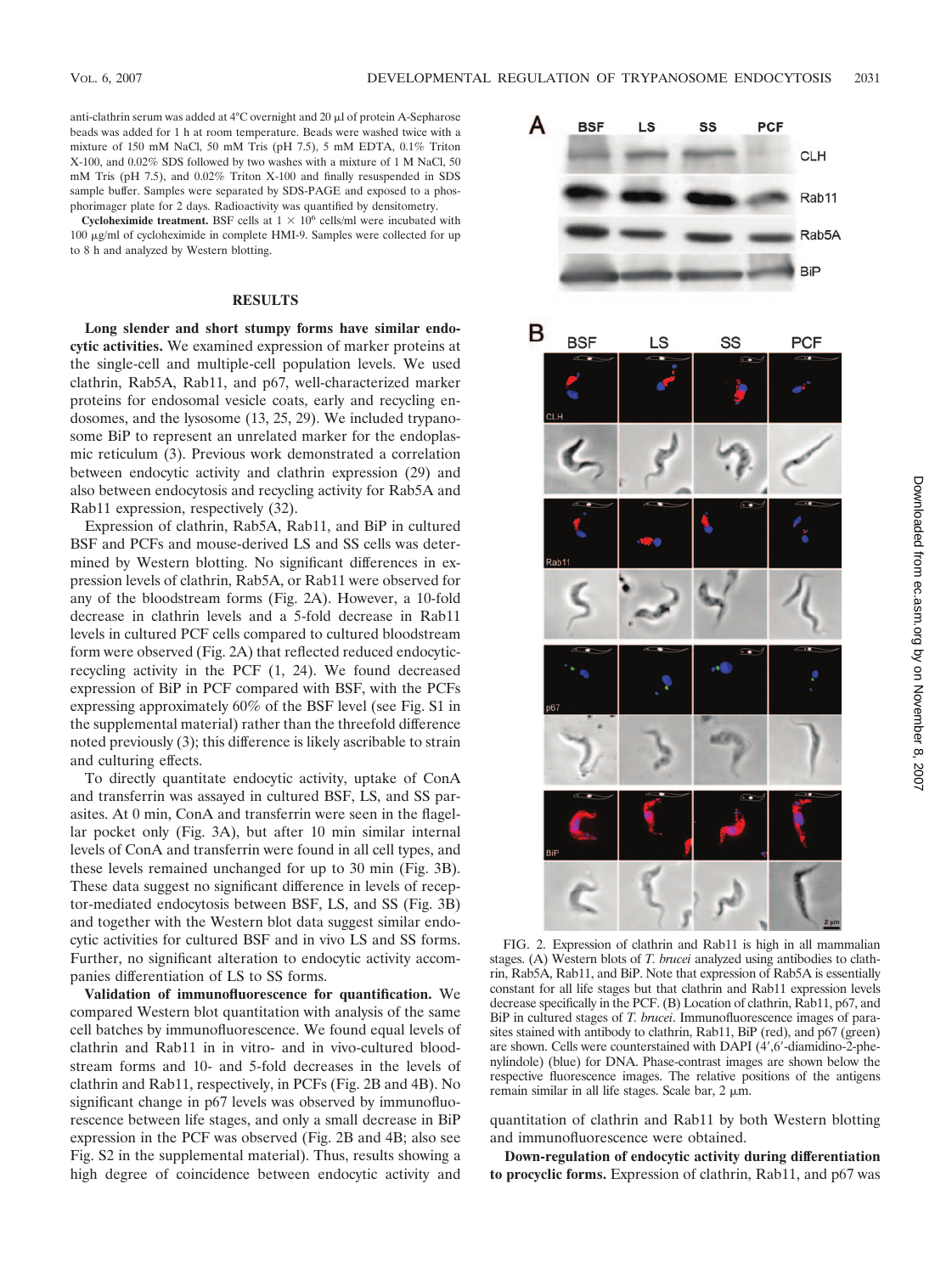anti-clathrin serum was added at 4°C overnight and 20 μl of protein A-Sepharose beads was added for 1 h at room temperature. Beads were washed twice with a mixture of 150 mM NaCl, 50 mM Tris (pH 7.5), 5 mM EDTA, 0.1% Triton X-100, and 0.02% SDS followed by two washes with a mixture of 1 M NaCl, 50 mM Tris (pH 7.5), and 0.02% Triton X-100 and finally resuspended in SDS sample buffer. Samples were separated by SDS-PAGE and exposed to a phosphorimager plate for 2 days. Radioactivity was quantified by densitometry.

**Cycloheximide treatment.** BSF cells at $1 \times 10^6$ cells/ml were incubated with 100 μg/ml of cycloheximide in complete HMI-9. Samples were collected for up to 8 h and analyzed by Western blotting.

## RESULTS

**Long slender and short stumpy forms have similar endocytic activities.** We examined expression of marker proteins at the single-cell and multiple-cell population levels. We used clathrin, Rab5A, Rab11, and p67, well-characterized marker proteins for endosomal vesicle coats, early and recycling endosomes, and the lysosome (13, 25, 29). We included trypanosome BiP to represent an unrelated marker for the endoplasmic reticulum (3). Previous work demonstrated a correlation between endocytic activity and clathrin expression (29) and also between endocytosis and recycling activity for Rab5A and Rab11 expression, respectively (32).

Expression of clathrin, Rab5A, Rab11, and BiP in cultured BSF and PCFs and mouse-derived LS and SS cells was determined by Western blotting. No significant differences in expression levels of clathrin, Rab5A, or Rab11 were observed for any of the bloodstream forms (Fig. 2A). However, a 10-fold decrease in clathrin levels and a 5-fold decrease in Rab11 levels in cultured PCF cells compared to cultured bloodstream form were observed (Fig. 2A) that reflected reduced endocytic-recycling activity in the PCF (1, 24). We found decreased expression of BiP in PCF compared with BSF, with the PCFs expressing approximately 60% of the BSF level (see Fig. S1 in the supplemental material) rather than the threefold difference noted previously (3); this difference is likely ascribable to strain and culturing effects.

To directly quantitate endocytic activity, uptake of ConA and transferrin was assayed in cultured BSF, LS, and SS parasites. At 0 min, ConA and transferrin were seen in the flagellar pocket only (Fig. 3A), but after 10 min similar internal levels of ConA and transferrin were found in all cell types, and these levels remained unchanged for up to 30 min (Fig. 3B). These data suggest no significant difference in levels of receptor-mediated endocytosis between BSF, LS, and SS (Fig. 3B) and together with the Western blot data suggest similar endocytic activities for cultured BSF and in vivo LS and SS forms. Further, no significant alteration to endocytic activity accompanies differentiation of LS to SS forms.

**Validation of immunofluorescence for quantification.** We compared Western blot quantitation with analysis of the same cell batches by immunofluorescence. We found equal levels of clathrin and Rab11 in in vitro- and in vivo-cultured bloodstream forms and 10- and 5-fold decreases in the levels of clathrin and Rab11, respectively, in PCFs (Fig. 2B and 4B). No significant change in p67 levels was observed by immunofluorescence between life stages, and only a small decrease in BiP expression in the PCF was observed (Fig. 2B and 4B; also see Fig. S2 in the supplemental material). Thus, results showing a high degree of coincidence between endocytic activity and quantitation of clathrin and Rab11 by both Western blotting and immunofluorescence were obtained.

FIG. 2. Expression of clathrin and Rab11 is high in all mammalian stages. (A) Western blots of *T. brucei* analyzed using antibodies to clathrin, Rab5A, Rab11, and BiP. Note that expression of Rab5A is essentially constant for all life stages but that clathrin and Rab11 expression levels decrease specifically in the PCF. (B) Location of clathrin, Rab11, p67, and BiP in cultured stages of *T. brucei*. Immunofluorescence images of parasites stained with antibody to clathrin, Rab11, BiP (red), and p67 (green) are shown. Cells were counterstained with DAPI (4′,6′-diamidino-2-phenylindole) (blue) for DNA. Phase-contrast images are shown below the respective fluorescence images. The relative positions of the antigens remain similar in all life stages. Scale bar, 2 μm.

**Down-regulation of endocytic activity during differentiation to procyclic forms.** Expression of clathrin, Rab11, and p67 was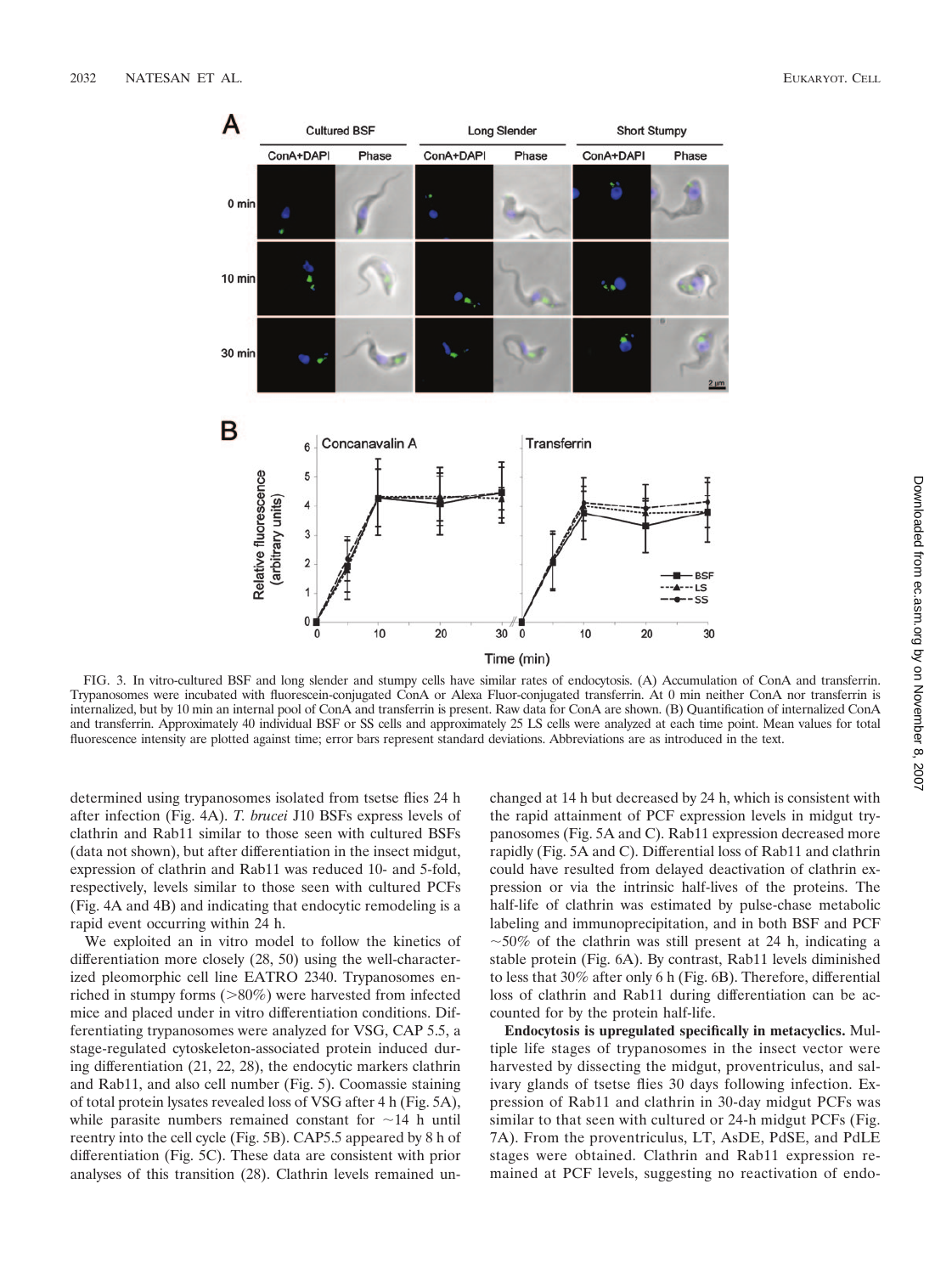FIG. 3. In vitro-cultured BSF and long slender and stumpy cells have similar rates of endocytosis. (A) Accumulation of ConA and transferrin. Trypanosomes were incubated with fluorescein-conjugated ConA or Alexa Fluor-conjugated transferrin. At 0 min neither ConA nor transferrin is internalized, but by 10 min an internal pool of ConA and transferrin is present. Raw data for ConA are shown. (B) Quantification of internalized ConA and transferrin. Approximately 40 individual BSF or SS cells and approximately 25 LS cells were analyzed at each time point. Mean values for total fluorescence intensity are plotted against time; error bars represent standard deviations. Abbreviations are as introduced in the text.

determined using trypanosomes isolated from tsetse flies 24 h after infection (Fig. 4A). *T. brucei* J10 BSFs express levels of clathrin and Rab11 similar to those seen with cultured BSFs (data not shown), but after differentiation in the insect midgut, expression of clathrin and Rab11 was reduced 10- and 5-fold, respectively, levels similar to those seen with cultured PCFs (Fig. 4A and 4B) and indicating that endocytic remodeling is a rapid event occurring within 24 h.

We exploited an in vitro model to follow the kinetics of differentiation more closely (28, 50) using the well-characterized pleomorphic cell line EATRO 2340. Trypanosomes enriched in stumpy forms (>80%) were harvested from infected mice and placed under in vitro differentiation conditions. Differentiating trypanosomes were analyzed for VSG, CAP 5.5, a stage-regulated cytoskeleton-associated protein induced during differentiation (21, 22, 28), the endocytic markers clathrin and Rab11, and also cell number (Fig. 5). Coomassie staining of total protein lysates revealed loss of VSG after 4 h (Fig. 5A), while parasite numbers remained constant for ~14 h until reentry into the cell cycle (Fig. 5B). CAP5.5 appeared by 8 h of differentiation (Fig. 5C). These data are consistent with prior analyses of this transition (28). Clathrin levels remained unchanged at 14 h but decreased by 24 h, which is consistent with the rapid attainment of PCF expression levels in midgut trypanosomes (Fig. 5A and C). Rab11 expression decreased more rapidly (Fig. 5A and C). Differential loss of Rab11 and clathrin could have resulted from delayed deactivation of clathrin expression or via the intrinsic half-lives of the proteins. The half-life of clathrin was estimated by pulse-chase metabolic labeling and immunoprecipitation, and in both BSF and PCF ~50% of the clathrin was still present at 24 h, indicating a stable protein (Fig. 6A). By contrast, Rab11 levels diminished to less that 30% after only 6 h (Fig. 6B). Therefore, differential loss of clathrin and Rab11 during differentiation can be accounted for by the protein half-life.

**Endocytosis is upregulated specifically in metacyclics.** Multiple life stages of trypanosomes in the insect vector were harvested by dissecting the midgut, proventriculus, and salivary glands of tsetse flies 30 days following infection. Expression of Rab11 and clathrin in 30-day midgut PCFs was similar to that seen with cultured or 24-h midgut PCFs (Fig. 7A). From the proventriculus, LT, AsDE, PdSE, and PdLE stages were obtained. Clathrin and Rab11 expression remained at PCF levels, suggesting no reactivation of endo-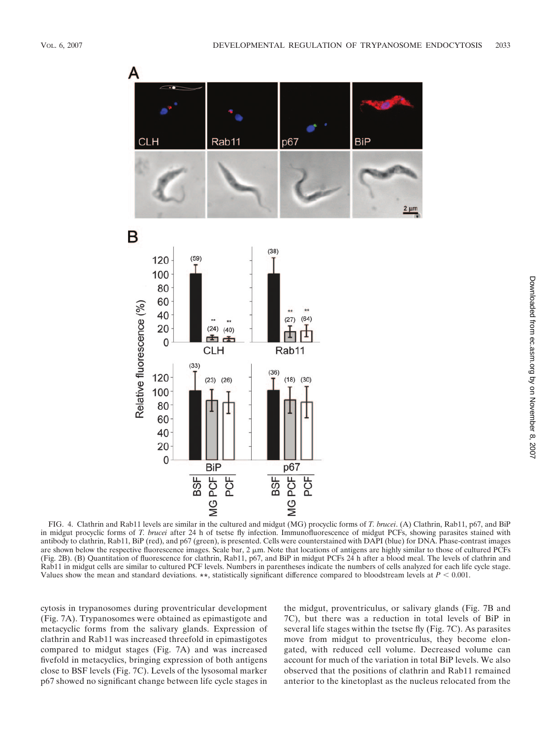FIG. 4. Clathrin and Rab11 levels are similar in the cultured and midgut (MG) procyclic forms of *T. brucei*. (A) Clathrin, Rab11, p67, and BiP in midgut procyclic forms of *T. brucei* after 24 h of tsetse fly infection. Immunofluorescence of midgut PCFs, showing parasites stained with antibody to clathrin, Rab11, BiP (red), and p67 (green), is presented. Cells were counterstained with DAPI (blue) for DNA. Phase-contrast images are shown below the respective fluorescence images. Scale bar, 2 μm. Note that locations of antigens are highly similar to those of cultured PCFs (Fig. 2B). (B) Quantitation of fluorescence for clathrin, Rab11, p67, and BiP in midgut PCFs 24 h after a blood meal. The levels of clathrin and Rab11 in midgut cells are similar to cultured PCF levels. Numbers in parentheses indicate the numbers of cells analyzed for each life cycle stage. Values show the mean and standard deviations. **, statistically significant difference compared to bloodstream levels at $P < 0.001$.

cytosis in trypanosomes during proventricular development (Fig. 7A). Trypanosomes were obtained as epimastigote and metacyclic forms from the salivary glands. Expression of clathrin and Rab11 was increased threefold in epimastigotes compared to midgut stages (Fig. 7A) and was increased fivefold in metacyclics, bringing expression of both antigens close to BSF levels (Fig. 7C). Levels of the lysosomal marker p67 showed no significant change between life cycle stages in the midgut, proventriculus, or salivary glands (Fig. 7B and 7C), but there was a reduction in total levels of BiP in several life stages within the tsetse fly (Fig. 7C). As parasites move from midgut to proventriculus, they become elongated, with reduced cell volume. Decreased volume can account for much of the variation in total BiP levels. We also observed that the positions of clathrin and Rab11 remained anterior to the kinetoplast as the nucleus relocated from the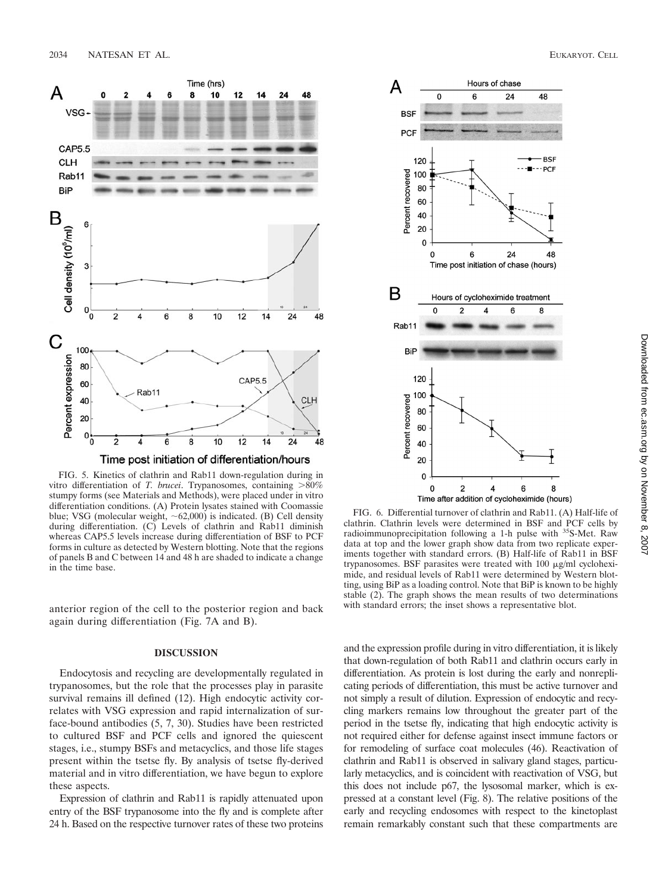FIG. 5. Kinetics of clathrin and Rab11 down-regulation during in vitro differentiation of *T. brucei*. Trypanosomes, containing >80% stumpy forms (see Materials and Methods), were placed under in vitro differentiation conditions. (A) Protein lysates stained with Coomassie blue; VSG (molecular weight, ~62,000) is indicated. (B) Cell density during differentiation. (C) Levels of clathrin and Rab11 diminish whereas CAP5.5 levels increase during differentiation of BSF to PCF forms in culture as detected by Western blotting. Note that the regions of panels B and C between 14 and 48 h are shaded to indicate a change in the time base.

FIG. 6. Differential turnover of clathrin and Rab11. (A) Half-life of clathrin. Clathrin levels were determined in BSF and PCF cells by radioimmunoprecipitation following a 1-h pulse with $^{35}$S-Met. Raw data at top and the lower graph show data from two replicate experiments together with standard errors. (B) Half-life of Rab11 in BSF trypanosomes. BSF parasites were treated with 100 μg/ml cycloheximide, and residual levels of Rab11 were determined by Western blotting, using BiP as a loading control. Note that BiP is known to be highly stable (2). The graph shows the mean results of two determinations with standard errors; the inset shows a representative blot.

anterior region of the cell to the posterior region and back again during differentiation (Fig. 7A and B).

## DISCUSSION

Endocytosis and recycling are developmentally regulated in trypanosomes, but the role that the processes play in parasite survival remains ill defined (12). High endocytic activity correlates with VSG expression and rapid internalization of surface-bound antibodies (5, 7, 30). Studies have been restricted to cultured BSF and PCF cells and ignored the quiescent stages, i.e., stumpy BSFs and metacyclics, and those life stages present within the tsetse fly. By analysis of tsetse fly-derived material and in vitro differentiation, we have begun to explore these aspects.

Expression of clathrin and Rab11 is rapidly attenuated upon entry of the BSF trypanosome into the fly and is complete after 24 h. Based on the respective turnover rates of these two proteins and the expression profile during in vitro differentiation, it is likely that down-regulation of both Rab11 and clathrin occurs early in differentiation. As protein is lost during the early and nonreplicating periods of differentiation, this must be active turnover and not simply a result of dilution. Expression of endocytic and recycling markers remains low throughout the greater part of the period in the tsetse fly, indicating that high endocytic activity is not required either for defense against insect immune factors or for remodeling of surface coat molecules (46). Reactivation of clathrin and Rab11 is observed in salivary gland stages, particularly metacyclics, and is coincident with reactivation of VSG, but this does not include p67, the lysosomal marker, which is expressed at a constant level (Fig. 8). The relative positions of the early and recycling endosomes with respect to the kinetoplast remain remarkably constant such that these compartments are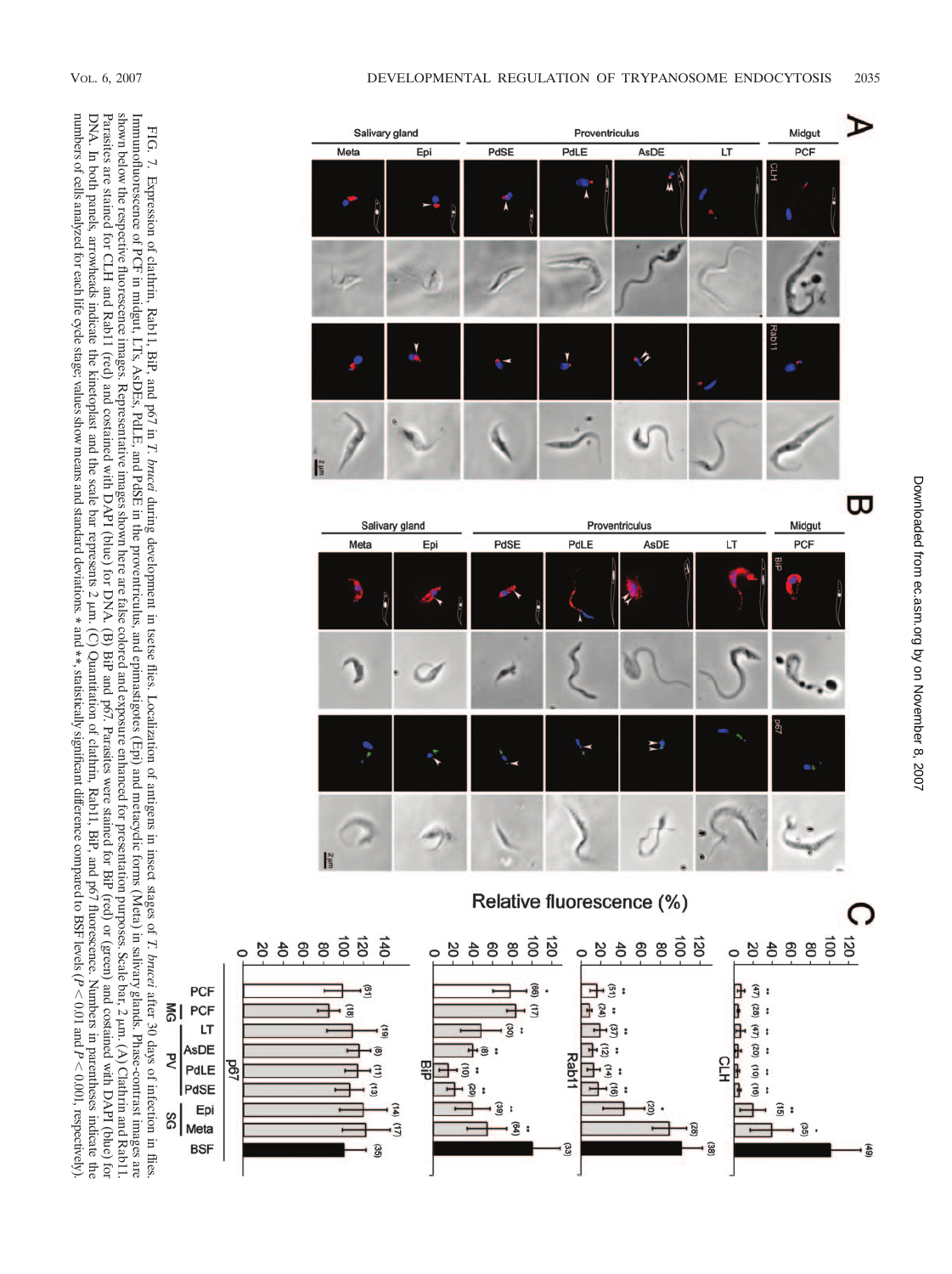FIG. 7. Expression of clathrin, Rab11, BiP, and p67 in *T. brucei* during development in tsetse flies. Localization of antigens in insect stages of *T. brucei* after 30 days of infection in flies. Immunofluorescence of PCF in midgut, LTs, AsDEs, PdLE, and PdSE in the proventriculus, and epimastigotes (Epi) and metacyclic forms (Meta) in salivary glands. Phase-contrast images are shown below the respective fluorescence images. Representative images shown here are false colored and exposure enhanced for presentation purposes. Scale bar, 2 μm. (A) Clathrin and Rab11. Parasites are stained for CLH and Rab11 (red) and costained with DAPI (blue) for DNA. (B) BiP and p67. Parasites were stained for BiP (red) or (green) and costained with DAPI (blue) for DNA. In both panels, arrowheads indicate the kinetoplast and the scale bar represents 2 μm. (C) Quantitation of clathrin, Rab11, BiP, and p67 fluorescence. Numbers in parentheses indicate the numbers of cells analyzed for each life cycle stage; values show means and standard deviations. * and **, statistically significant difference compared to BSF levels ($P < 0.01$ and $P < 0.001$, respectively).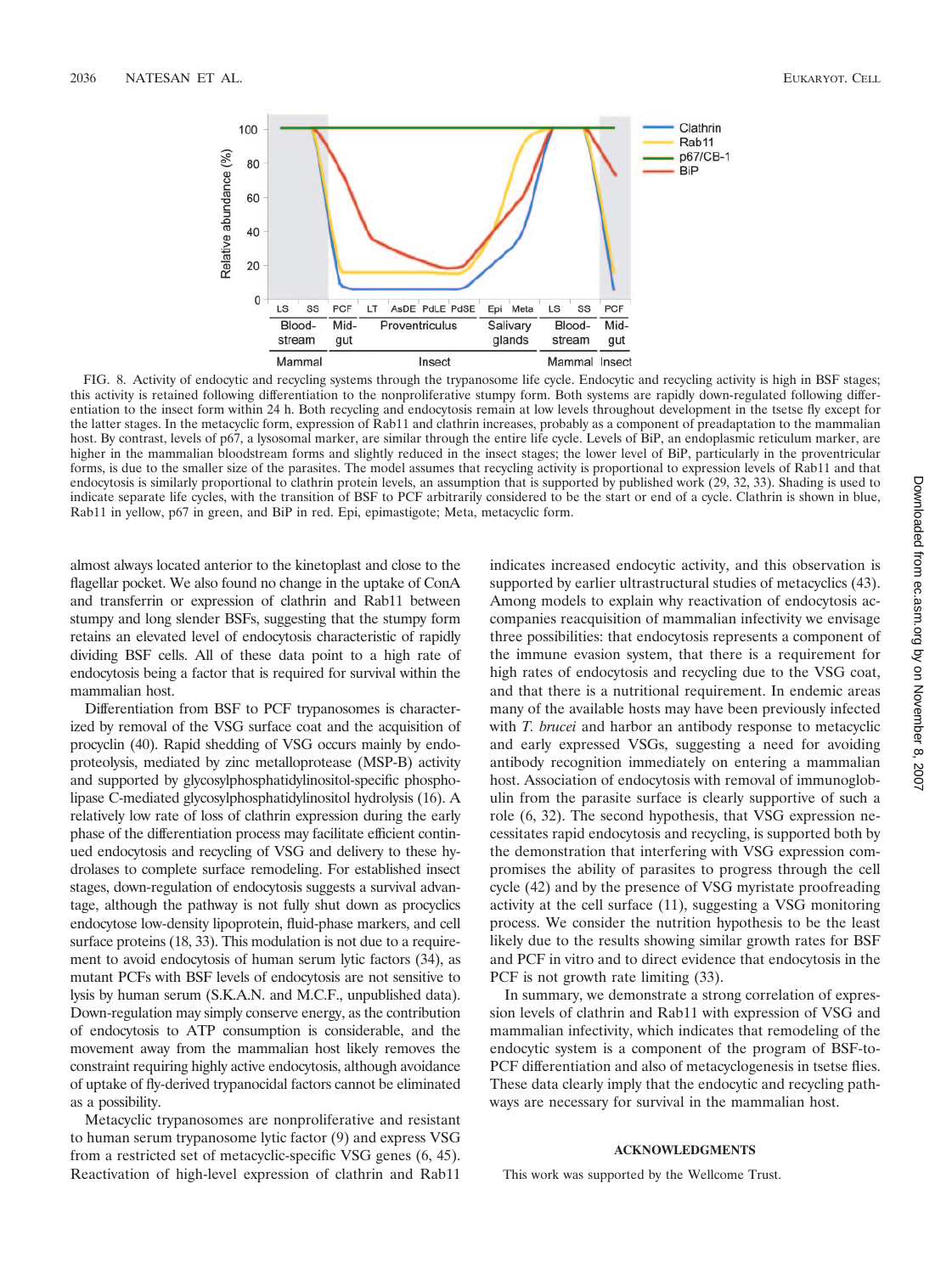FIG. 8. Activity of endocytic and recycling systems through the trypanosome life cycle. Endocytic and recycling activity is high in BSF stages; this activity is retained following differentiation to the nonproliferative stumpy form. Both systems are rapidly down-regulated following differentiation to the insect form within 24 h. Both recycling and endocytosis remain at low levels throughout development in the tsetse fly except for the latter stages. In the metacyclic form, expression of Rab11 and clathrin increases, probably as a component of preadaptation to the mammalian host. By contrast, levels of p67, a lysosomal marker, are similar through the entire life cycle. Levels of BiP, an endoplasmic reticulum marker, are higher in the mammalian bloodstream forms and slightly reduced in the insect stages; the lower level of BiP, particularly in the proventricular forms, is due to the smaller size of the parasites. The model assumes that recycling activity is proportional to expression levels of Rab11 and that endocytosis is similarly proportional to clathrin protein levels, an assumption that is supported by published work (29, 32, 33). Shading is used to indicate separate life cycles, with the transition of BSF to PCF arbitrarily considered to be the start or end of a cycle. Clathrin is shown in blue, Rab11 in yellow, p67 in green, and BiP in red. Epi, epimastigote; Meta, metacyclic form.

almost always located anterior to the kinetoplast and close to the flagellar pocket. We also found no change in the uptake of ConA and transferrin or expression of clathrin and Rab11 between stumpy and long slender BSFs, suggesting that the stumpy form retains an elevated level of endocytosis characteristic of rapidly dividing BSF cells. All of these data point to a high rate of endocytosis being a factor that is required for survival within the mammalian host.

Differentiation from BSF to PCF trypanosomes is characterized by removal of the VSG surface coat and the acquisition of procyclin (40). Rapid shedding of VSG occurs mainly by endoproteolysis, mediated by zinc metalloprotease (MSP-B) activity and supported by glycosylphosphatidylinositol-specific phospholipase C-mediated glycosylphosphatidylinositol hydrolysis (16). A relatively low rate of loss of clathrin expression during the early phase of the differentiation process may facilitate efficient continued endocytosis and recycling of VSG and delivery to these hydrolases to complete surface remodeling. For established insect stages, down-regulation of endocytosis suggests a survival advantage, although the pathway is not fully shut down as procyclics endocytose low-density lipoprotein, fluid-phase markers, and cell surface proteins (18, 33). This modulation is not due to a requirement to avoid endocytosis of human serum lytic factors (34), as mutant PCFs with BSF levels of endocytosis are not sensitive to lysis by human serum (S.K.A.N. and M.C.F., unpublished data). Down-regulation may simply conserve energy, as the contribution of endocytosis to ATP consumption is considerable, and the movement away from the mammalian host likely removes the constraint requiring highly active endocytosis, although avoidance of uptake of fly-derived trypanocidal factors cannot be eliminated as a possibility.

Metacyclic trypanosomes are nonproliferative and resistant to human serum trypanosome lytic factor (9) and express VSG from a restricted set of metacyclic-specific VSG genes (6, 45). Reactivation of high-level expression of clathrin and Rab11 indicates increased endocytic activity, and this observation is supported by earlier ultrastructural studies of metacyclics (43). Among models to explain why reactivation of endocytosis accompanies reacquisition of mammalian infectivity we envisage three possibilities: that endocytosis represents a component of the immune evasion system, that there is a requirement for high rates of endocytosis and recycling due to the VSG coat, and that there is a nutritional requirement. In endemic areas many of the available hosts may have been previously infected with *T. brucei* and harbor an antibody response to metacyclic and early expressed VSGs, suggesting a benefit for avoiding antibody recognition immediately on entering a mammalian host. Association of endocytosis with removal of immunoglobulin from the parasite surface is clearly supportive of such a role (6, 32). The second hypothesis, that VSG expression necessitates rapid endocytosis and recycling, is supported both by the demonstration that interfering with VSG expression compromises the ability of parasites to progress through the cell cycle (42) and by the presence of VSG myristate proofreading activity at the cell surface (11), suggesting a VSG monitoring process. We consider the nutrition hypothesis to be the least likely due to the results showing similar growth rates for BSF and PCF in vitro and to direct evidence that endocytosis in the PCF is not growth rate limiting (33).

In summary, we demonstrate a strong correlation of expression levels of clathrin and Rab11 with expression of VSG and mammalian infectivity, which indicates that remodeling of the endocytic system is a component of the program of BSF-to-PCF differentiation and also of metacyclogenesis in tsetse flies. These data clearly imply that the endocytic and recycling pathways are necessary for survival in the mammalian host.

## ACKNOWLEDGMENTS

This work was supported by the Wellcome Trust.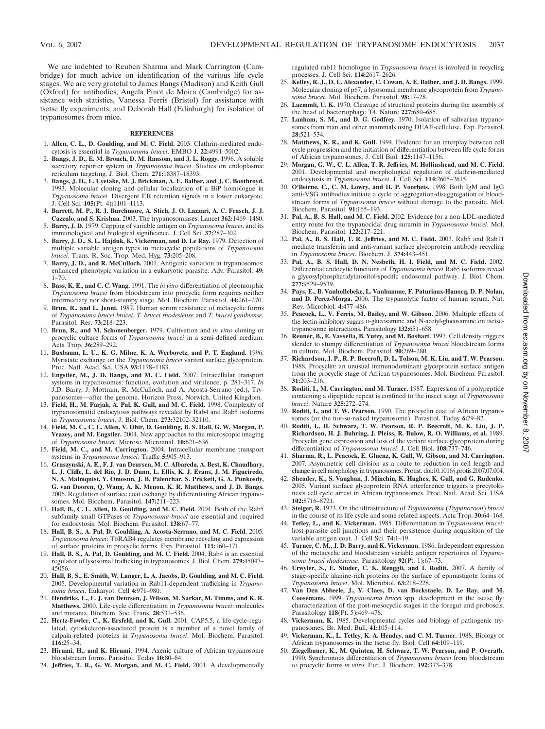We are indebted to Reuben Sharma and Mark Carrington (Cambridge) for much advice on identification of the various life cycle stages. We are very grateful to James Bangs (Madison) and Keith Gull (Oxford) for antibodies, Angela Pinot de Moira (Cambridge) for assistance with statistics, Vanessa Ferris (Bristol) for assistance with tsetse fly experiments, and Deborah Hall (Edinburgh) for isolation of trypanosomes from mice.

## REFERENCES

1. **Allen, C. L., D. Goulding, and M. C. Field.** 2003. Clathrin-mediated endocytosis is essential in *Trypanosoma brucei*. EMBO J. **22:**4991–5002.
2. **Bangs, J. D., E. M. Brouch, D. M. Ransom, and J. L. Roggy.** 1996. A soluble secretory reporter system in *Trypanosoma brucei*. Studies on endoplasmic reticulum targeting. J. Biol. Chem. **271:**18387–18393.
3. **Bangs, J. D., L. Uyetake, M. J. Brickman, A. E. Balber, and J. C. Boothroyd.** 1993. Molecular cloning and cellular localization of a BiP homologue in *Trypanosoma brucei*. Divergent ER retention signals in a lower eukaryote. J. Cell Sci. **105**(Pt. 4)**:**1101–1113.
4. **Barrett, M. P., R. J. Burchmore, A. Stich, J. O. Lazzari, A. C. Frasch, J. J. Cazzulo, and S. Krishna.** 2003. The trypanosomiases. Lancet **362:**1469–1480.
5. **Barry, J. D.** 1979. Capping of variable antigen on *Trypanosoma brucei*, and its immunological and biological significance. J. Cell Sci. **37:**287–302.
6. **Barry, J. D., S. L. Hajduk, K. Vickerman, and D. Le Ray.** 1979. Detection of multiple variable antigen types in metacyclic populations of *Trypanosoma brucei*. Trans. R. Soc. Trop. Med. Hyg. **73:**205–208.
7. **Barry, J. D., and R. McCulloch.** 2001. Antigenic variation in trypanosomes: enhanced phenotypic variation in a eukaryotic parasite. Adv. Parasitol. **49:** 1–70.
8. **Bass, K. E., and C. C. Wang.** 1991. The *in vitro* differentiation of pleomorphic *Trypanosoma brucei* from bloodstream into procyclic form requires neither intermediary nor short-stumpy stage. Mol. Biochem. Parasitol. **44:**261–270.
9. **Brun, R., and L. Jenni.** 1987. Human serum resistance of metacyclic forms of *Trypanosoma brucei brucei*, *T. brucei rhodesiense* and *T. brucei gambiense*. Parasitol. Res. **73:**218–223.
10. **Brun, R., and M. Schonenberger.** 1979. Cultivation and *in vitro* cloning or procyclic culture forms of *Trypanosoma brucei* in a semi-defined medium. Acta Trop. **36:**289–292.
11. **Buxbaum, L. U., K. G. Milne, K. A. Werbovetz, and P. T. Englund.** 1996. Myristate exchange on the *Trypanosoma brucei* variant surface glycoprotein. Proc. Natl. Acad. Sci. USA **93:**1178–1183.
12. **Engstler, M., J. D. Bangs, and M. C. Field.** 2007. Intracellular transport systems in trypanosomes: function, evolution and virulence, p. 281–317. *In* J.D. Barry, J. Mottram, R. McCulloch, and A. Acosta-Serrano (ed.), Trypanosomes—after the genome. Horizon Press, Norwich, United Kingdom.
13. **Field, H., M. Farjah, A. Pal, K. Gull, and M. C. Field.** 1998. Complexity of trypanosomatid endocytosis pathways revealed by Rab4 and Rab5 isoforms in *Trypanosoma brucei*. J. Biol. Chem. **273:**32102–32110.
14. **Field, M. C., C. L. Allen, V. Dhir, D. Goulding, B. S. Hall, G. W. Morgan, P. Veazey, and M. Engstler.** 2004. New approaches to the microscopic imaging of *Trypanosoma brucei*. Microsc. Microanal. **10:**621–636.
15. **Field, M. C., and M. Carrington.** 2004. Intracellular membrane transport systems in *Trypanosoma brucei*. Traffic **5:**905–913.
16. **Gruszynski, A. E., F. J. van Deursen, M. C. Albareda, A. Best, K. Chaudhary, L. J. Cliffe, L. del Rio, J. D. Dunn, L. Ellis, K. J. Evans, J. M. Figueiredo, N. A. Malmquist, Y. Omosun, J. B. Palenchar, S. Prickett, G. A. Punkosdy, G. van Dooren, Q. Wang, A. K. Menon, K. R. Matthews, and J. D. Bangs.** 2006. Regulation of surface coat exchange by differentiating African trypanosomes. Mol. Biochem. Parasitol. **147:**211–223.
17. **Hall, B., C. L. Allen, D. Goulding, and M. C. Field.** 2004. Both of the Rab5 subfamily small GTPases of *Trypanosoma brucei* are essential and required for endocytosis. Mol. Biochem. Parasitol. **138:**67–77.
18. **Hall, B. S., A. Pal, D. Goulding, A. Acosta-Serrano, and M. C. Field.** 2005. *Trypanosoma brucei*: TbRAB4 regulates membrane recycling and expression of surface proteins in procyclic forms. Exp. Parasitol. **111:**160–171.
19. **Hall, B. S., A. Pal, D. Goulding, and M. C. Field.** 2004. Rab4 is an essential regulator of lysosomal trafficking in trypanosomes. J. Biol. Chem. **279:**45047–45056.
20. **Hall, B. S., E. Smith, W. Langer, L. A. Jacobs, D. Goulding, and M. C. Field.** 2005. Developmental variation in Rab11-dependent trafficking in *Trypanosoma brucei*. Eukaryot. Cell **4:**971–980.
21. **Hendriks, E., F. J. van Deursen, J. Wilson, M. Sarkar, M. Timms, and K. R. Matthews.** 2000. Life-cycle differentiation in *Trypanosoma brucei*: molecules and mutants. Biochem. Soc. Trans. **28:**531–536.
22. **Hertz-Fowler, C., K. Ersfeld, and K. Gull.** 2001. CAP5.5, a life-cycle-regulated, cytoskeleton-associated protein is a member of a novel family of calpain-related proteins in *Trypanosoma brucei*. Mol. Biochem. Parasitol. **116:**25–34.
23. **Hirumi, H., and K. Hirumi.** 1994. Axenic culture of African trypanosome bloodstream forms. Parasitol. Today **10:**80–84.
24. **Jeffries, T. R., G. W. Morgan, and M. C. Field.** 2001. A developmentally regulated rab11 homologue in *Trypanosoma brucei* is involved in recycling processes. J. Cell Sci. **114:**2617–2626.
25. **Kelley, R. J., D. L. Alexander, C. Cowan, A. E. Balber, and J. D. Bangs.** 1999. Molecular cloning of p67, a lysosomal membrane glycoprotein from *Trypanosoma brucei*. Mol. Biochem. Parasitol. **98:**17–28.
26. **Laemmli, U. K.** 1970. Cleavage of structural proteins during the assembly of the head of bacteriophage T4. Nature **227:**680–685.
27. **Lanham, S. M., and D. G. Godfrey.** 1970. Isolation of salivarian trypanosomes from man and other mammals using DEAE-cellulose. Exp. Parasitol. **28:**521–534.
28. **Matthews, K. R., and K. Gull.** 1994. Evidence for an interplay between cell cycle progression and the initiation of differentiation between life cycle forms of African trypanosomes. J. Cell Biol. **125:**1147–1156.
29. **Morgan, G. W., C. L. Allen, T. R. Jeffries, M. Hollinshead, and M. C. Field.** 2001. Developmental and morphological regulation of clathrin-mediated endocytosis in *Trypanosoma brucei*. J. Cell Sci. **114:**2605–2615.
30. **O'Beirne, C., C. M. Lowry, and H. P. Voorheis.** 1998. Both IgM and IgG anti-VSG antibodies initiate a cycle of aggregation-disaggregation of bloodstream forms of *Trypanosoma brucei* without damage to the parasite. Mol. Biochem. Parasitol. **91:**165–193.
31. **Pal, A., B. S. Hall, and M. C. Field.** 2002. Evidence for a non-LDL-mediated entry route for the trypanocidal drug suramin in *Trypanosoma brucei*. Mol. Biochem. Parasitol. **122:**217–221.
32. **Pal, A., B. S. Hall, T. R. Jeffries, and M. C. Field.** 2003. Rab5 and Rab11 mediate transferrin and anti-variant surface glycoprotein antibody recycling in *Trypanosoma brucei*. Biochem. J. **374:**443–451.
33. **Pal, A., B. S. Hall, D. N. Nesbeth, H. I. Field, and M. C. Field.** 2002. Differential endocytic functions of *Trypanosoma brucei* Rab5 isoforms reveal a glycosylphosphatidylinositol-specific endosomal pathway. J. Biol. Chem. **277:**9529–9539.
34. **Pays, E., B. Vanhollebeke, L. Vanhamme, F. Paturiaux-Hanocq, D. P. Nolan, and D. Perez-Morga.** 2006. The trypanolytic factor of human serum. Nat. Rev. Microbiol. **4:**477–486.
35. **Peacock, L., V. Ferris, M. Bailey, and W. Gibson.** 2006. Multiple effects of the lectin-inhibitory sugars D-glucosamine and N-acetyl-glucosamine on tsetse-trypanosome interactions. Parasitology **132:**651–658.
36. **Reuner, B., E. Vassella, B. Yutzy, and M. Boshart.** 1997. Cell density triggers slender to stumpy differentiation of *Trypanosoma brucei* bloodstream forms in culture. Mol. Biochem. Parasitol. **90:**269–280.
37. **Richardson, J. P., R. P. Beecroft, D. L. Tolson, M. K. Liu, and T. W. Pearson.** 1988. Procyclin: an unusual immunodominant glycoprotein surface antigen from the procyclic stage of African trypanosomes. Mol. Biochem. Parasitol. **31:**203–216.
38. **Roditi, I., M. Carrington, and M. Turner.** 1987. Expression of a polypeptide containing a dipeptide repeat is confined to the insect stage of *Trypanosoma brucei*. Nature **325:**272–274.
39. **Roditi, I., and T. W. Pearson.** 1990. The procyclin coat of African trypanosomes (or the not-so-naked trypanosome). Parasitol. Today **6:**79–82.
40. **Roditi, I., H. Schwarz, T. W. Pearson, R. P. Beecroft, M. K. Liu, J. P. Richardson, H. J. Buhring, J. Pleiss, R. Bulow, R. O. Williams, et al.** 1989. Procyclin gene expression and loss of the variant surface glycoprotein during differentiation of *Trypanosoma brucei*. J. Cell Biol. **108:**737–746.
41. **Sharma, R., L. Peacock, E. Gluenz, K. Gull, W. Gibson, and M. Carrington.** 2007. Asymmetric cell division as a route to reduction in cell length and change in cell morphology in trypanosomes. Protist. doi:10.1016/j.protis.2007.07.004.
42. **Sheader, K., S. Vaughan, J. Minchin, K. Hughes, K. Gull, and G. Rudenko.** 2005. Variant surface glycoprotein RNA interference triggers a precytokinesis cell cycle arrest in African trypanosomes. Proc. Natl. Acad. Sci. USA **102:**8716–8721.
43. **Steiger, R.** 1973. On the ultrastructure of *Trypanosoma* (*Trypanozoon*) *brucei* in the course of its life cycle and some related aspects. Acta Trop. **30:**64–168.
44. **Tetley, L., and K. Vickerman.** 1985. Differentiation in *Trypanosoma brucei*: host-parasite cell junctions and their persistence during acquisition of the variable antigen coat. J. Cell Sci. **74:**1–19.
45. **Turner, C. M., J. D. Barry, and K. Vickerman.** 1986. Independent expression of the metacyclic and bloodstream variable antigen repertoires of *Trypanosoma brucei rhodesiense*. Parasitology **92**(Pt. 1)**:**67–73.
46. **Urwyler, S., E. Studer, C. K. Renggli, and I. Roditi.** 2007. A family of stage-specific alanine-rich proteins on the surface of epimastigote forms of *Trypanosoma brucei*. Mol. Microbiol. **63:**218–228.
47. **Van Den Abbeele, J., Y. Claes, D. van Bockstaele, D. Le Ray, and M. Coosemans.** 1999. *Trypanosoma brucei* spp. development in the tsetse fly: characterization of the post-mesocyclic stages in the foregut and proboscis. Parasitology **118**(Pt. 5)**:**469–478.
48. **Vickerman, K.** 1985. Developmental cycles and biology of pathogenic trypanosomes. Br. Med. Bull. **41:**105–114.
49. **Vickerman, K., L. Tetley, K. A. Hendry, and C. M. Turner.** 1988. Biology of African trypanosomes in the tsetse fly. Biol. Cell **64:**109–119.
50. **Ziegelbauer, K., M. Quinten, H. Schwarz, T. W. Pearson, and P. Overath.** 1990. Synchronous differentiation of *Trypanosoma brucei* from bloodstream to procyclic forms *in vitro*. Eur. J. Biochem. **192:**373–378.